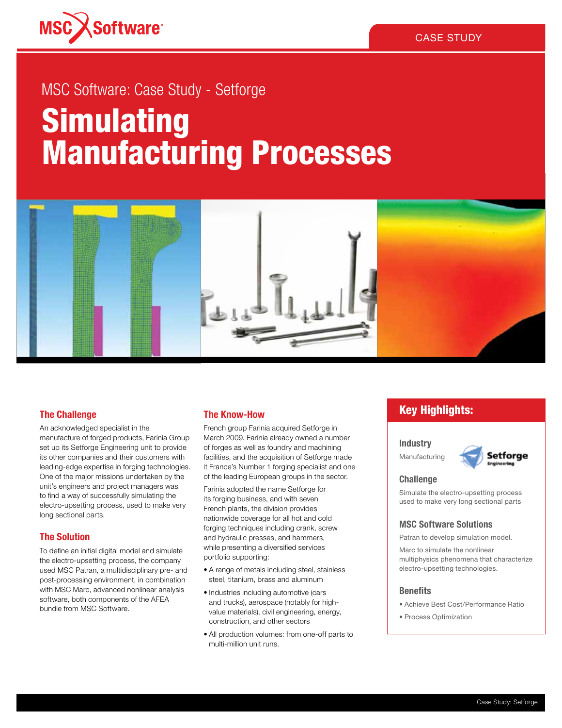CASE STUDY

MSC Software: Case Study - Setforge

# Simulating Manufacturing Processes

## The Challenge

An acknowledged specialist in the manufacture of forged products, Farinia Group set up its Setforge Engineering unit to provide its other companies and their customers with leading-edge expertise in forging technologies. One of the major missions undertaken by the unit's engineers and project managers was to find a way of successfully simulating the electro-upsetting process, used to make very long sectional parts.

## The Solution

To define an initial digital model and simulate the electro-upsetting process, the company used MSC Patran, a multidisciplinary pre- and post-processing environment, in combination with MSC Marc, advanced nonlinear analysis software, both components of the AFEA bundle from MSC Software.

## The Know-How

French group Farinia acquired Setforge in March 2009. Farinia already owned a number of forges as well as foundry and machining facilities, and the acquisition of Setforge made it France's Number 1 forging specialist and one of the leading European groups in the sector.

Farinia adopted the name Setforge for its forging business, and with seven French plants, the division provides nationwide coverage for all hot and cold forging techniques including crank, screw and hydraulic presses, and hammers, while presenting a diversified services portfolio supporting:

- A range of metals including steel, stainless steel, titanium, brass and aluminum
- Industries including automotive (cars and trucks), aerospace (notably for high-value materials), civil engineering, energy, construction, and other sectors
- All production volumes: from one-off parts to multi-million unit runs.

## Key Highlights:

### Industry

Manufacturing

### Challenge

Simulate the electro-upsetting process used to make very long sectional parts

### MSC Software Solutions

Patran to develop simulation model.

Marc to simulate the nonlinear multiphysics phenomena that characterize electro-upsetting technologies.

### Benefits

- Achieve Best Cost/Performance Ratio
- Process Optimization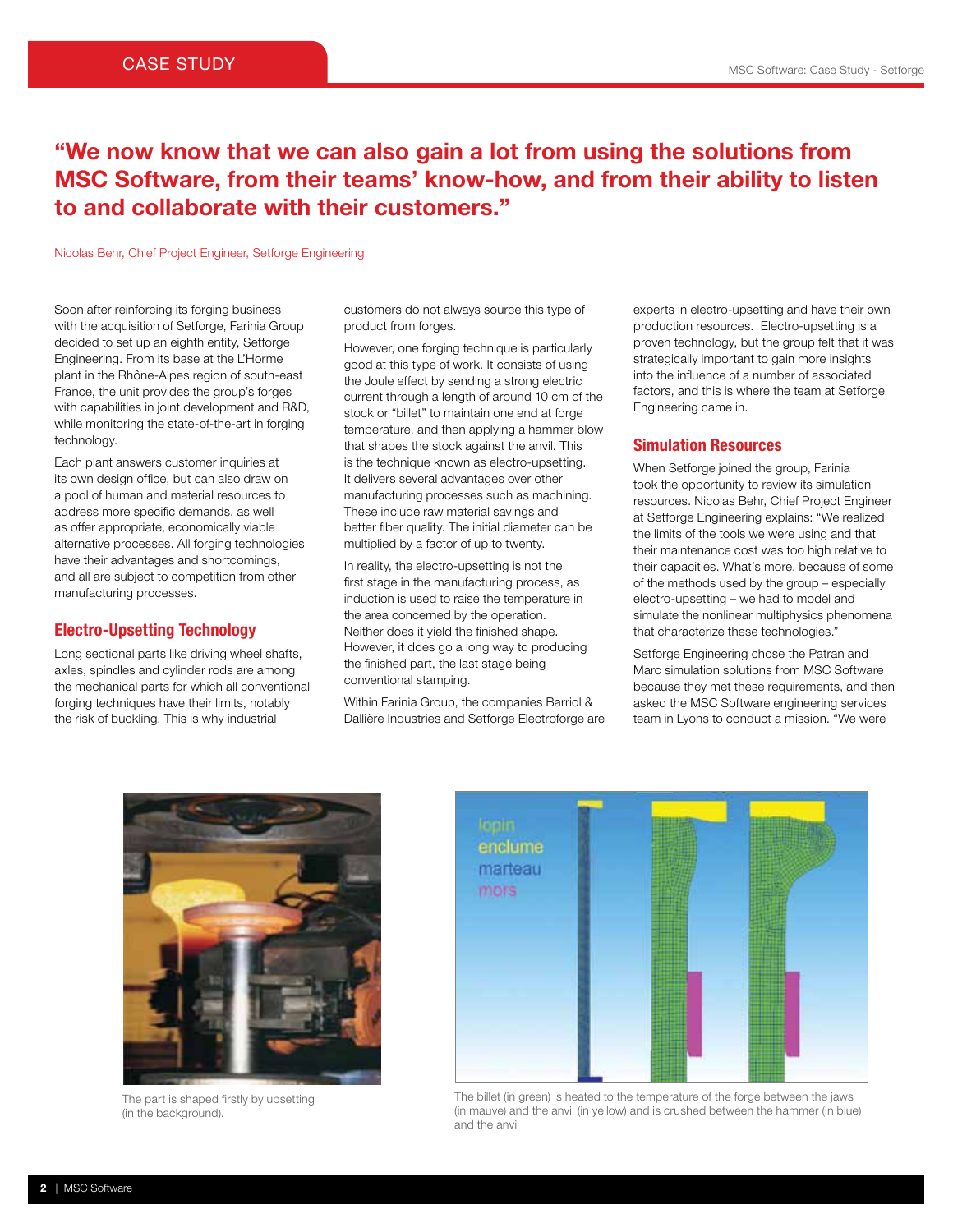## “We now know that we can also gain a lot from using the solutions from MSC Software, from their teams’ know-how, and from their ability to listen to and collaborate with their customers.”

Nicolas Behr, Chief Project Engineer, Setforge Engineering

Soon after reinforcing its forging business with the acquisition of Setforge, Farinia Group decided to set up an eighth entity, Setforge Engineering. From its base at the L’Horme plant in the Rhône-Alpes region of south-east France, the unit provides the group’s forges with capabilities in joint development and R&D, while monitoring the state-of-the-art in forging technology.

Each plant answers customer inquiries at its own design office, but can also draw on a pool of human and material resources to address more specific demands, as well as offer appropriate, economically viable alternative processes. All forging technologies have their advantages and shortcomings, and all are subject to competition from other manufacturing processes.

### Electro-Upsetting Technology

Long sectional parts like driving wheel shafts, axles, spindles and cylinder rods are among the mechanical parts for which all conventional forging techniques have their limits, notably the risk of buckling. This is why industrial customers do not always source this type of product from forges.

However, one forging technique is particularly good at this type of work. It consists of using the Joule effect by sending a strong electric current through a length of around 10 cm of the stock or “billet” to maintain one end at forge temperature, and then applying a hammer blow that shapes the stock against the anvil. This is the technique known as electro-upsetting. It delivers several advantages over other manufacturing processes such as machining. These include raw material savings and better fiber quality. The initial diameter can be multiplied by a factor of up to twenty.

In reality, the electro-upsetting is not the first stage in the manufacturing process, as induction is used to raise the temperature in the area concerned by the operation. Neither does it yield the finished shape. However, it does go a long way to producing the finished part, the last stage being conventional stamping.

Within Farinia Group, the companies Barriol & Dallière Industries and Setforge Electroforge are experts in electro-upsetting and have their own production resources. Electro-upsetting is a proven technology, but the group felt that it was strategically important to gain more insights into the influence of a number of associated factors, and this is where the team at Setforge Engineering came in.

### Simulation Resources

When Setforge joined the group, Farinia took the opportunity to review its simulation resources. Nicolas Behr, Chief Project Engineer at Setforge Engineering explains: “We realized the limits of the tools we were using and that their maintenance cost was too high relative to their capacities. What’s more, because of some of the methods used by the group – especially electro-upsetting – we had to model and simulate the nonlinear multiphysics phenomena that characterize these technologies.”

Setforge Engineering chose the Patran and Marc simulation solutions from MSC Software because they met these requirements, and then asked the MSC Software engineering services team in Lyons to conduct a mission. “We were

The part is shaped firstly by upsetting (in the background).

lopin
enclume
marteau
mors

The billet (in green) is heated to the temperature of the forge between the jaws (in mauve) and the anvil (in yellow) and is crushed between the hammer (in blue) and the anvil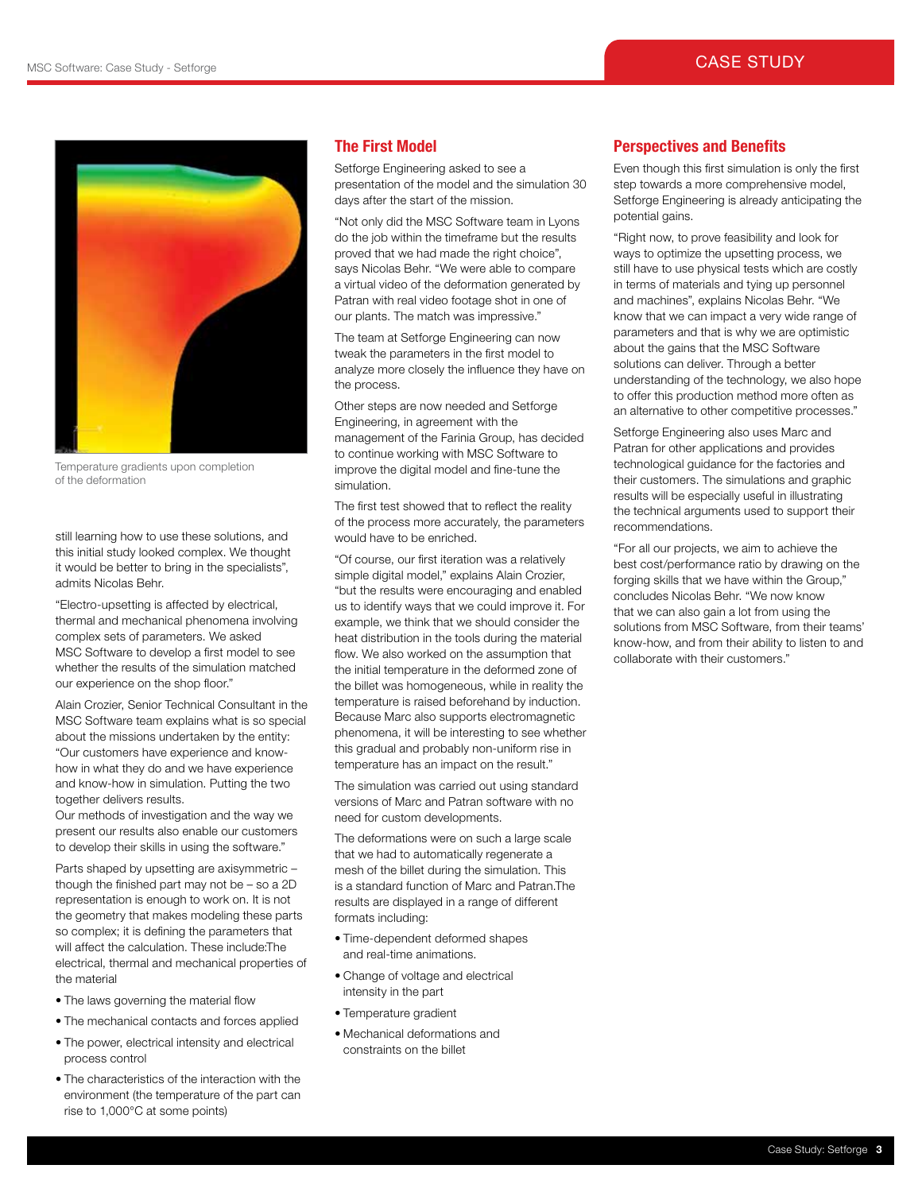Temperature gradients upon completion of the deformation

still learning how to use these solutions, and this initial study looked complex. We thought it would be better to bring in the specialists", admits Nicolas Behr.

"Electro-upsetting is affected by electrical, thermal and mechanical phenomena involving complex sets of parameters. We asked MSC Software to develop a first model to see whether the results of the simulation matched our experience on the shop floor."

Alain Crozier, Senior Technical Consultant in the MSC Software team explains what is so special about the missions undertaken by the entity: "Our customers have experience and know-how in what they do and we have experience and know-how in simulation. Putting the two together delivers results.
Our methods of investigation and the way we present our results also enable our customers to develop their skills in using the software."

Parts shaped by upsetting are axisymmetric – though the finished part may not be – so a 2D representation is enough to work on. It is not the geometry that makes modeling these parts so complex; it is defining the parameters that will affect the calculation. These include:The electrical, thermal and mechanical properties of the material

- The laws governing the material flow
- The mechanical contacts and forces applied
- The power, electrical intensity and electrical process control
- The characteristics of the interaction with the environment (the temperature of the part can rise to 1,000°C at some points)

## The First Model

Setforge Engineering asked to see a presentation of the model and the simulation 30 days after the start of the mission.

"Not only did the MSC Software team in Lyons do the job within the timeframe but the results proved that we had made the right choice", says Nicolas Behr. "We were able to compare a virtual video of the deformation generated by Patran with real video footage shot in one of our plants. The match was impressive."

The team at Setforge Engineering can now tweak the parameters in the first model to analyze more closely the influence they have on the process.

Other steps are now needed and Setforge Engineering, in agreement with the management of the Farinia Group, has decided to continue working with MSC Software to improve the digital model and fine-tune the simulation.

The first test showed that to reflect the reality of the process more accurately, the parameters would have to be enriched.

"Of course, our first iteration was a relatively simple digital model," explains Alain Crozier, "but the results were encouraging and enabled us to identify ways that we could improve it. For example, we think that we should consider the heat distribution in the tools during the material flow. We also worked on the assumption that the initial temperature in the deformed zone of the billet was homogeneous, while in reality the temperature is raised beforehand by induction. Because Marc also supports electromagnetic phenomena, it will be interesting to see whether this gradual and probably non-uniform rise in temperature has an impact on the result."

The simulation was carried out using standard versions of Marc and Patran software with no need for custom developments.

The deformations were on such a large scale that we had to automatically regenerate a mesh of the billet during the simulation. This is a standard function of Marc and Patran.The results are displayed in a range of different formats including:

- Time-dependent deformed shapes and real-time animations.
- Change of voltage and electrical intensity in the part
- Temperature gradient
- Mechanical deformations and constraints on the billet

## Perspectives and Benefits

Even though this first simulation is only the first step towards a more comprehensive model, Setforge Engineering is already anticipating the potential gains.

"Right now, to prove feasibility and look for ways to optimize the upsetting process, we still have to use physical tests which are costly in terms of materials and tying up personnel and machines", explains Nicolas Behr. "We know that we can impact a very wide range of parameters and that is why we are optimistic about the gains that the MSC Software solutions can deliver. Through a better understanding of the technology, we also hope to offer this production method more often as an alternative to other competitive processes."

Setforge Engineering also uses Marc and Patran for other applications and provides technological guidance for the factories and their customers. The simulations and graphic results will be especially useful in illustrating the technical arguments used to support their recommendations.

"For all our projects, we aim to achieve the best cost/performance ratio by drawing on the forging skills that we have within the Group," concludes Nicolas Behr. "We now know that we can also gain a lot from using the solutions from MSC Software, from their teams' know-how, and from their ability to listen to and collaborate with their customers."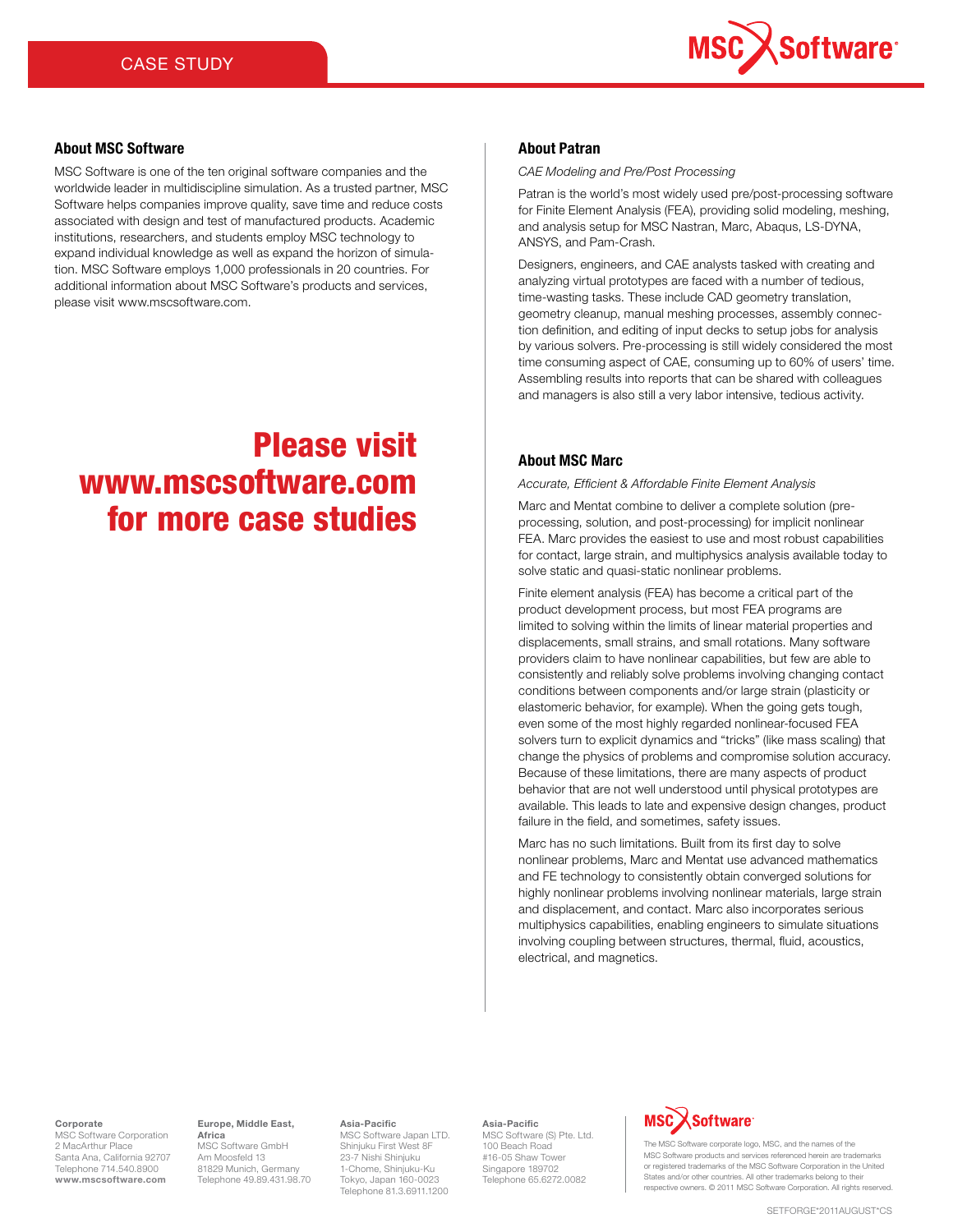CASE STUDY

## About MSC Software

MSC Software is one of the ten original software companies and the worldwide leader in multidiscipline simulation. As a trusted partner, MSC Software helps companies improve quality, save time and reduce costs associated with design and test of manufactured products. Academic institutions, researchers, and students employ MSC technology to expand individual knowledge as well as expand the horizon of simulation. MSC Software employs 1,000 professionals in 20 countries. For additional information about MSC Software's products and services, please visit www.mscsoftware.com.

**Please visit www.mscsoftware.com for more case studies**

## About Patran

*CAE Modeling and Pre/Post Processing*

Patran is the world's most widely used pre/post-processing software for Finite Element Analysis (FEA), providing solid modeling, meshing, and analysis setup for MSC Nastran, Marc, Abaqus, LS-DYNA, ANSYS, and Pam-Crash.

Designers, engineers, and CAE analysts tasked with creating and analyzing virtual prototypes are faced with a number of tedious, time-wasting tasks. These include CAD geometry translation, geometry cleanup, manual meshing processes, assembly connection definition, and editing of input decks to setup jobs for analysis by various solvers. Pre-processing is still widely considered the most time consuming aspect of CAE, consuming up to 60% of users' time. Assembling results into reports that can be shared with colleagues and managers is also still a very labor intensive, tedious activity.

## About MSC Marc

*Accurate, Efficient & Affordable Finite Element Analysis*

Marc and Mentat combine to deliver a complete solution (pre-processing, solution, and post-processing) for implicit nonlinear FEA. Marc provides the easiest to use and most robust capabilities for contact, large strain, and multiphysics analysis available today to solve static and quasi-static nonlinear problems.

Finite element analysis (FEA) has become a critical part of the product development process, but most FEA programs are limited to solving within the limits of linear material properties and displacements, small strains, and small rotations. Many software providers claim to have nonlinear capabilities, but few are able to consistently and reliably solve problems involving changing contact conditions between components and/or large strain (plasticity or elastomeric behavior, for example). When the going gets tough, even some of the most highly regarded nonlinear-focused FEA solvers turn to explicit dynamics and "tricks" (like mass scaling) that change the physics of problems and compromise solution accuracy. Because of these limitations, there are many aspects of product behavior that are not well understood until physical prototypes are available. This leads to late and expensive design changes, product failure in the field, and sometimes, safety issues.

Marc has no such limitations. Built from its first day to solve nonlinear problems, Marc and Mentat use advanced mathematics and FE technology to consistently obtain converged solutions for highly nonlinear problems involving nonlinear materials, large strain and displacement, and contact. Marc also incorporates serious multiphysics capabilities, enabling engineers to simulate situations involving coupling between structures, thermal, fluid, acoustics, electrical, and magnetics.

**Corporate**
MSC Software Corporation
2 MacArthur Place
Santa Ana, California 92707
Telephone 714.540.8900
**www.mscsoftware.com**

**Europe, Middle East, Africa**
MSC Software GmbH
Am Moosfeld 13
81829 Munich, Germany
Telephone 49.89.431.98.70

**Asia-Pacific**
MSC Software Japan LTD.
Shinjuku First West 8F
23-7 Nishi Shinjuku
1-Chome, Shinjuku-Ku
Tokyo, Japan 160-0023
Telephone 81.3.6911.1200

**Asia-Pacific**
MSC Software (S) Pte. Ltd.
100 Beach Road
#16-05 Shaw Tower
Singapore 189702
Telephone 65.6272.0082

The MSC Software corporate logo, MSC, and the names of the MSC Software products and services referenced herein are trademarks or registered trademarks of the MSC Software Corporation in the United States and/or other countries. All other trademarks belong to their respective owners. © 2011 MSC Software Corporation. All rights reserved.

SETFORGE*2011AUGUST*CS